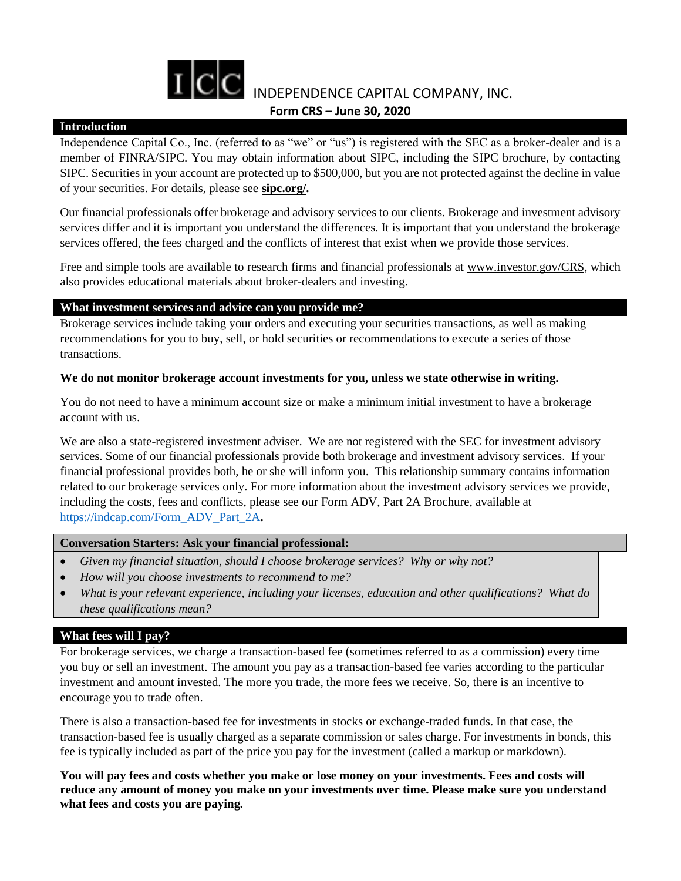# INDEPENDENCE CAPITAL COMPANY, INC.

**Form CRS – June 30, 2020**

## Introduction

Independence Capital Co., Inc. (referred to as "we" or "us") is registered with the SEC as a broker-dealer and is a member of FINRA/SIPC. You may obtain information about SIPC, including the SIPC brochure, by contacting SIPC. Securities in your account are protected up to $500,000, but you are not protected against the decline in value of your securities. For details, please see **sipc.org/.**

Our financial professionals offer brokerage and advisory services to our clients. Brokerage and investment advisory services differ and it is important you understand the differences. It is important that you understand the brokerage services offered, the fees charged and the conflicts of interest that exist when we provide those services.

Free and simple tools are available to research firms and financial professionals at www.investor.gov/CRS, which also provides educational materials about broker-dealers and investing.

## What investment services and advice can you provide me?

Brokerage services include taking your orders and executing your securities transactions, as well as making recommendations for you to buy, sell, or hold securities or recommendations to execute a series of those transactions.

**We do not monitor brokerage account investments for you, unless we state otherwise in writing.**

You do not need to have a minimum account size or make a minimum initial investment to have a brokerage account with us.

We are also a state-registered investment adviser. We are not registered with the SEC for investment advisory services. Some of our financial professionals provide both brokerage and investment advisory services. If your financial professional provides both, he or she will inform you. This relationship summary contains information related to our brokerage services only. For more information about the investment advisory services we provide, including the costs, fees and conflicts, please see our Form ADV, Part 2A Brochure, available at https://indcap.com/Form_ADV_Part_2A.

**Conversation Starters: Ask your financial professional:**

- *Given my financial situation, should I choose brokerage services? Why or why not?*
- *How will you choose investments to recommend to me?*
- *What is your relevant experience, including your licenses, education and other qualifications? What do these qualifications mean?*

## What fees will I pay?

For brokerage services, we charge a transaction-based fee (sometimes referred to as a commission) every time you buy or sell an investment. The amount you pay as a transaction-based fee varies according to the particular investment and amount invested. The more you trade, the more fees we receive. So, there is an incentive to encourage you to trade often.

There is also a transaction-based fee for investments in stocks or exchange-traded funds. In that case, the transaction-based fee is usually charged as a separate commission or sales charge. For investments in bonds, this fee is typically included as part of the price you pay for the investment (called a markup or markdown).

**You will pay fees and costs whether you make or lose money on your investments. Fees and costs will reduce any amount of money you make on your investments over time. Please make sure you understand what fees and costs you are paying.**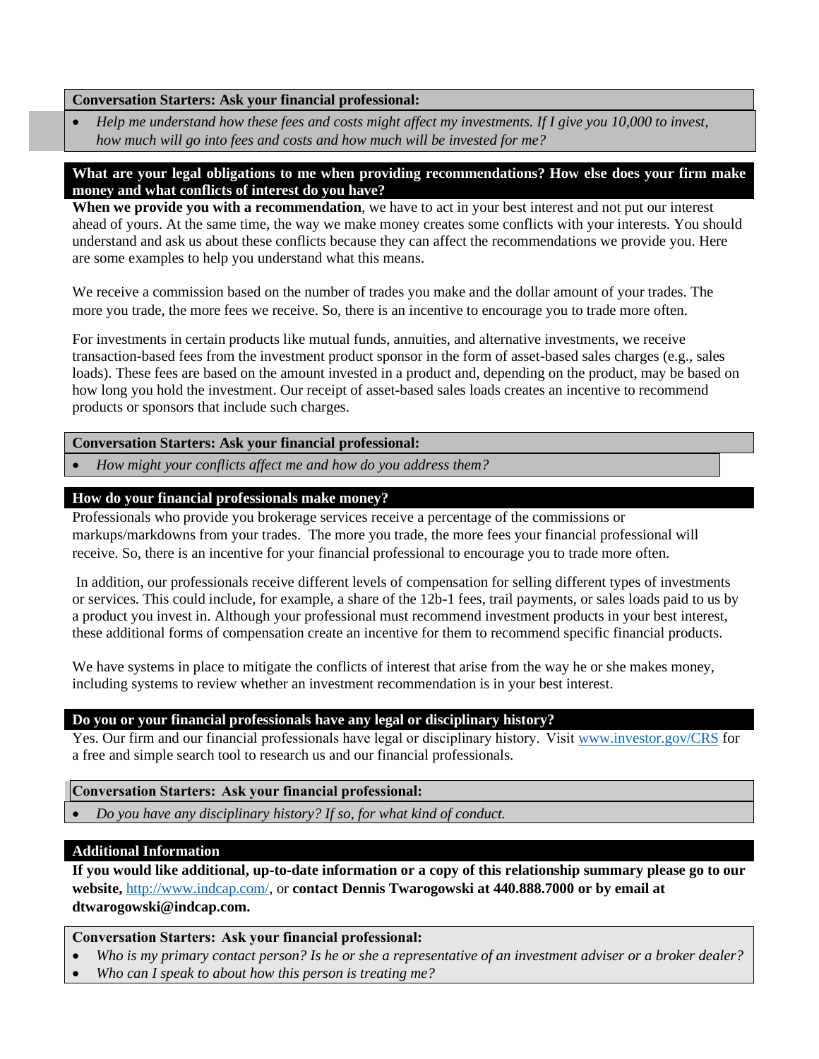**Conversation Starters: Ask your financial professional:**

- *Help me understand how these fees and costs might affect my investments. If I give you 10,000 to invest, how much will go into fees and costs and how much will be invested for me?*

## What are your legal obligations to me when providing recommendations? How else does your firm make money and what conflicts of interest do you have?

**When we provide you with a recommendation**, we have to act in your best interest and not put our interest ahead of yours. At the same time, the way we make money creates some conflicts with your interests. You should understand and ask us about these conflicts because they can affect the recommendations we provide you. Here are some examples to help you understand what this means.

We receive a commission based on the number of trades you make and the dollar amount of your trades. The more you trade, the more fees we receive. So, there is an incentive to encourage you to trade more often.

For investments in certain products like mutual funds, annuities, and alternative investments, we receive transaction-based fees from the investment product sponsor in the form of asset-based sales charges (e.g., sales loads). These fees are based on the amount invested in a product and, depending on the product, may be based on how long you hold the investment. Our receipt of asset-based sales loads creates an incentive to recommend products or sponsors that include such charges.

**Conversation Starters: Ask your financial professional:**

- *How might your conflicts affect me and how do you address them?*

## How do your financial professionals make money?

Professionals who provide you brokerage services receive a percentage of the commissions or markups/markdowns from your trades. The more you trade, the more fees your financial professional will receive. So, there is an incentive for your financial professional to encourage you to trade more often.

In addition, our professionals receive different levels of compensation for selling different types of investments or services. This could include, for example, a share of the 12b-1 fees, trail payments, or sales loads paid to us by a product you invest in. Although your professional must recommend investment products in your best interest, these additional forms of compensation create an incentive for them to recommend specific financial products.

We have systems in place to mitigate the conflicts of interest that arise from the way he or she makes money, including systems to review whether an investment recommendation is in your best interest.

## Do you or your financial professionals have any legal or disciplinary history?

Yes. Our firm and our financial professionals have legal or disciplinary history. Visit [www.investor.gov/CRS](http://www.investor.gov/CRS) for a free and simple search tool to research us and our financial professionals.

**Conversation Starters: Ask your financial professional:**

- *Do you have any disciplinary history? If so, for what kind of conduct.*

## Additional Information

**If you would like additional, up-to-date information or a copy of this relationship summary please go to our website,** [http://www.indcap.com/](http://www.indcap.com/), or **contact Dennis Twarogowski at 440.888.7000 or by email at dtwarogowski@indcap.com.**

**Conversation Starters: Ask your financial professional:**

- *Who is my primary contact person? Is he or she a representative of an investment adviser or a broker dealer?*
- *Who can I speak to about how this person is treating me?*